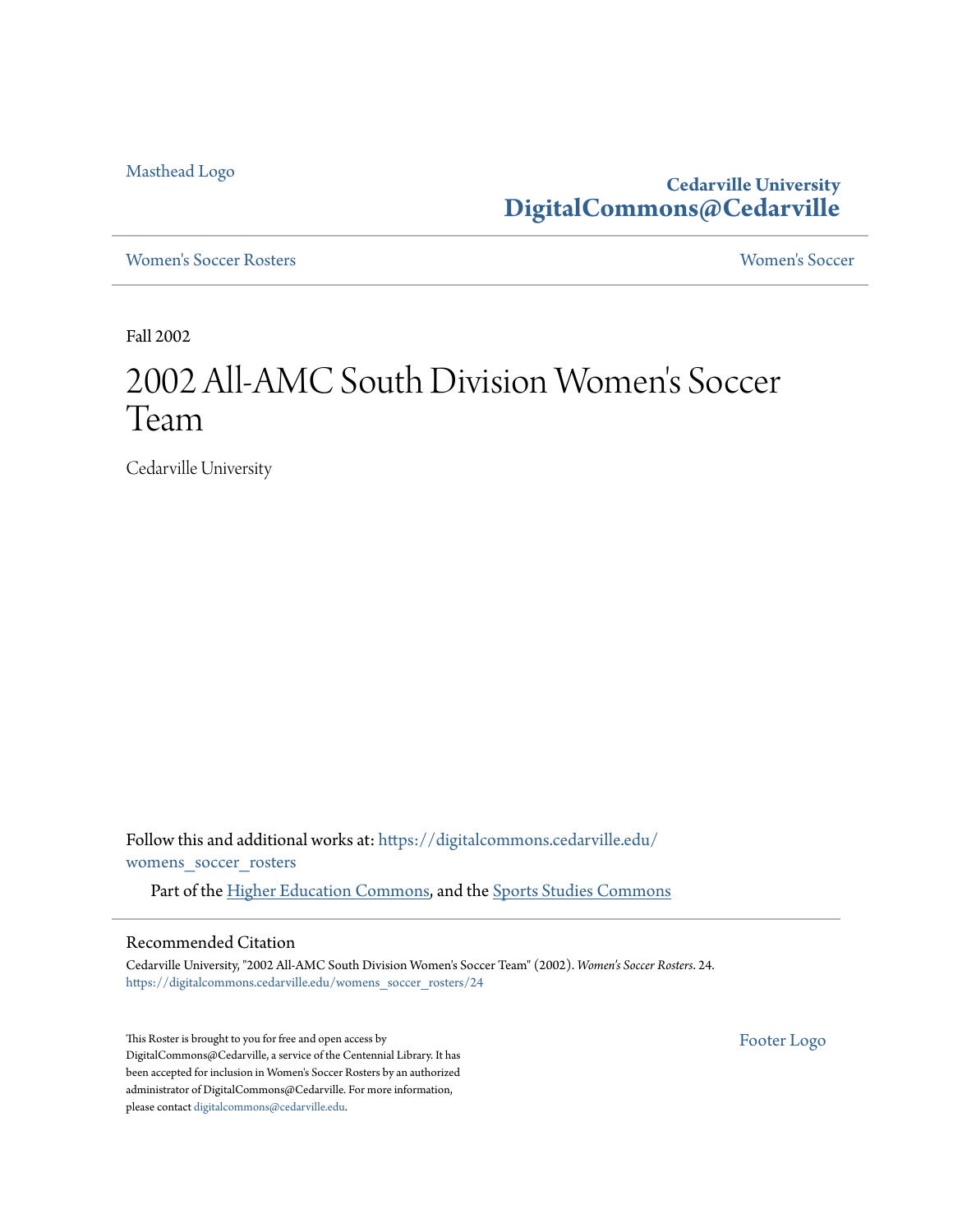Masthead Logo

**Cedarville University**
**DigitalCommons@Cedarville**

Women's Soccer Rosters | Women's Soccer

Fall 2002

# 2002 All-AMC South Division Women's Soccer Team

Cedarville University

Follow this and additional works at: https://digitalcommons.cedarville.edu/womens_soccer_rosters

Part of the Higher Education Commons, and the Sports Studies Commons

## Recommended Citation

Cedarville University, "2002 All-AMC South Division Women's Soccer Team" (2002). *Women's Soccer Rosters*. 24.
https://digitalcommons.cedarville.edu/womens_soccer_rosters/24

This Roster is brought to you for free and open access by DigitalCommons@Cedarville, a service of the Centennial Library. It has been accepted for inclusion in Women's Soccer Rosters by an authorized administrator of DigitalCommons@Cedarville. For more information, please contact digitalcommons@cedarville.edu.

Footer Logo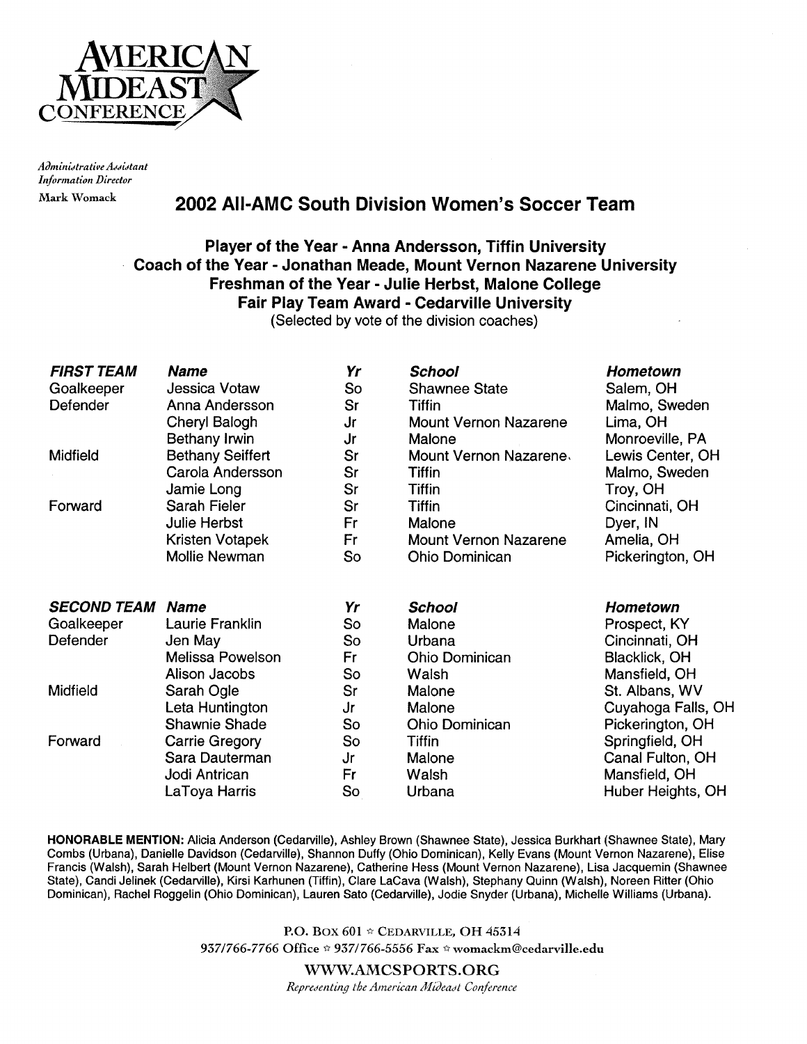AMERICAN MIDEAST CONFERENCE

*Administrative Assistant*
*Information Director*
Mark Womack

# 2002 All-AMC South Division Women's Soccer Team

**Player of the Year - Anna Andersson, Tiffin University**
**Coach of the Year - Jonathan Meade, Mount Vernon Nazarene University**
**Freshman of the Year - Julie Herbst, Malone College**
**Fair Play Team Award - Cedarville University**
(Selected by vote of the division coaches)

| ***FIRST TEAM*** | ***Name*** | ***Yr*** | ***School*** | ***Hometown*** |
|---|---|---|---|---|
| Goalkeeper | Jessica Votaw | So | Shawnee State | Salem, OH |
| Defender | Anna Andersson | Sr | Tiffin | Malmo, Sweden |
| | Cheryl Balogh | Jr | Mount Vernon Nazarene | Lima, OH |
| | Bethany Irwin | Jr | Malone | Monroeville, PA |
| Midfield | Bethany Seiffert | Sr | Mount Vernon Nazarene | Lewis Center, OH |
| | Carola Andersson | Sr | Tiffin | Malmo, Sweden |
| | Jamie Long | Sr | Tiffin | Troy, OH |
| Forward | Sarah Fieler | Sr | Tiffin | Cincinnati, OH |
| | Julie Herbst | Fr | Malone | Dyer, IN |
| | Kristen Votapek | Fr | Mount Vernon Nazarene | Amelia, OH |
| | Mollie Newman | So | Ohio Dominican | Pickerington, OH |

| ***SECOND TEAM*** | ***Name*** | ***Yr*** | ***School*** | ***Hometown*** |
|---|---|---|---|---|
| Goalkeeper | Laurie Franklin | So | Malone | Prospect, KY |
| Defender | Jen May | So | Urbana | Cincinnati, OH |
| | Melissa Powelson | Fr | Ohio Dominican | Blacklick, OH |
| | Alison Jacobs | So | Walsh | Mansfield, OH |
| Midfield | Sarah Ogle | Sr | Malone | St. Albans, WV |
| | Leta Huntington | Jr | Malone | Cuyahoga Falls, OH |
| | Shawnie Shade | So | Ohio Dominican | Pickerington, OH |
| Forward | Carrie Gregory | So | Tiffin | Springfield, OH |
| | Sara Dauterman | Jr | Malone | Canal Fulton, OH |
| | Jodi Antrican | Fr | Walsh | Mansfield, OH |
| | LaToya Harris | So | Urbana | Huber Heights, OH |

**HONORABLE MENTION:** Alicia Anderson (Cedarville), Ashley Brown (Shawnee State), Jessica Burkhart (Shawnee State), Mary Combs (Urbana), Danielle Davidson (Cedarville), Shannon Duffy (Ohio Dominican), Kelly Evans (Mount Vernon Nazarene), Elise Francis (Walsh), Sarah Helbert (Mount Vernon Nazarene), Catherine Hess (Mount Vernon Nazarene), Lisa Jacquemin (Shawnee State), Candi Jelinek (Cedarville), Kirsi Karhunen (Tiffin), Clare LaCava (Walsh), Stephany Quinn (Walsh), Noreen Ritter (Ohio Dominican), Rachel Roggelin (Ohio Dominican), Lauren Sato (Cedarville), Jodie Snyder (Urbana), Michelle Williams (Urbana).

P.O. BOX 601 ☆ CEDARVILLE, OH 45314
937/766-7766 Office ☆ 937/766-5556 Fax ☆ womackm@cedarville.edu

WWW.AMCSPORTS.ORG
*Representing the American Mideast Conference*